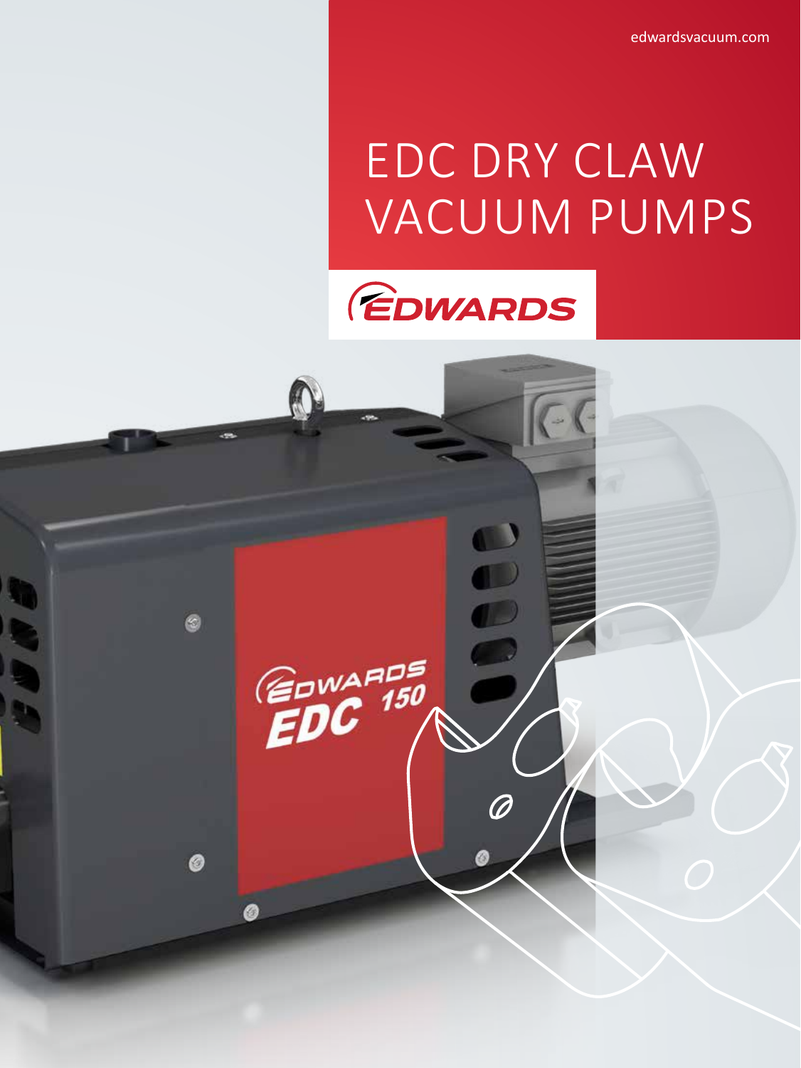edwardsvacuum.com

# EDC DRY CLAW VACUUM PUMPS

EDWARDS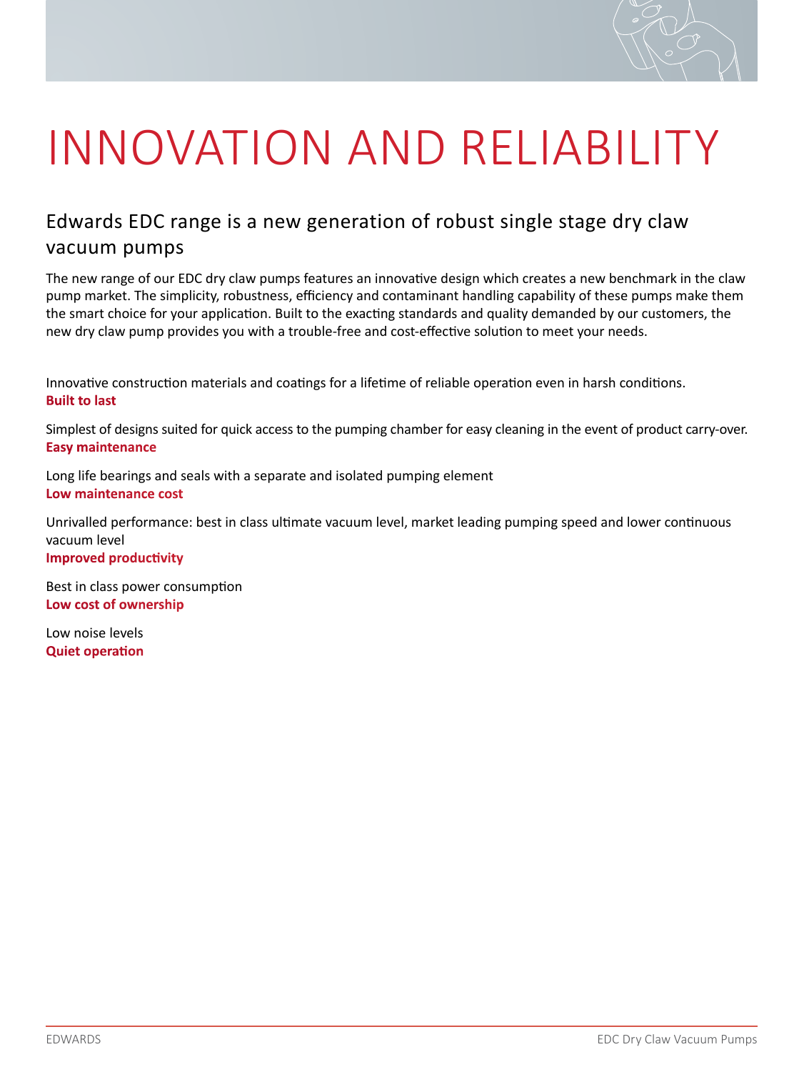# INNOVATION AND RELIABILITY

## Edwards EDC range is a new generation of robust single stage dry claw vacuum pumps

The new range of our EDC dry claw pumps features an innovative design which creates a new benchmark in the claw pump market. The simplicity, robustness, efficiency and contaminant handling capability of these pumps make them the smart choice for your application. Built to the exacting standards and quality demanded by our customers, the new dry claw pump provides you with a trouble-free and cost-effective solution to meet your needs.

Innovative construction materials and coatings for a lifetime of reliable operation even in harsh conditions.
**Built to last**

Simplest of designs suited for quick access to the pumping chamber for easy cleaning in the event of product carry-over.
**Easy maintenance**

Long life bearings and seals with a separate and isolated pumping element
**Low maintenance cost**

Unrivalled performance: best in class ultimate vacuum level, market leading pumping speed and lower continuous vacuum level
**Improved productivity**

Best in class power consumption
**Low cost of ownership**

Low noise levels
**Quiet operation**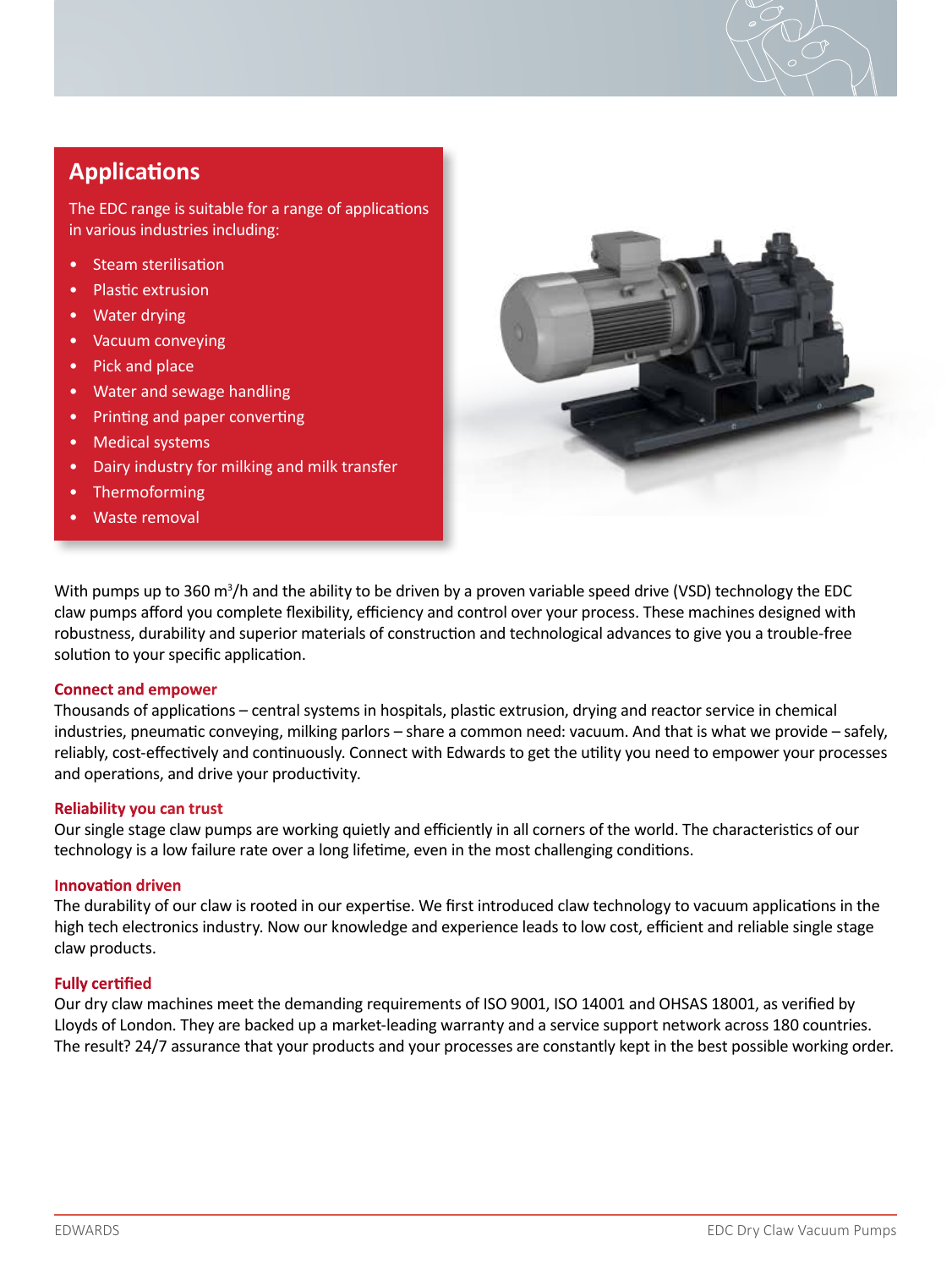## Applications

The EDC range is suitable for a range of applications in various industries including:

- Steam sterilisation
- Plastic extrusion
- Water drying
- Vacuum conveying
- Pick and place
- Water and sewage handling
- Printing and paper converting
- Medical systems
- Dairy industry for milking and milk transfer
- Thermoforming
- Waste removal

With pumps up to 360 $m^3$/h and the ability to be driven by a proven variable speed drive (VSD) technology the EDC claw pumps afford you complete flexibility, efficiency and control over your process. These machines designed with robustness, durability and superior materials of construction and technological advances to give you a trouble-free solution to your specific application.

### Connect and empower

Thousands of applications – central systems in hospitals, plastic extrusion, drying and reactor service in chemical industries, pneumatic conveying, milking parlors – share a common need: vacuum. And that is what we provide – safely, reliably, cost-effectively and continuously. Connect with Edwards to get the utility you need to empower your processes and operations, and drive your productivity.

### Reliability you can trust

Our single stage claw pumps are working quietly and efficiently in all corners of the world. The characteristics of our technology is a low failure rate over a long lifetime, even in the most challenging conditions.

### Innovation driven

The durability of our claw is rooted in our expertise. We first introduced claw technology to vacuum applications in the high tech electronics industry. Now our knowledge and experience leads to low cost, efficient and reliable single stage claw products.

### Fully certified

Our dry claw machines meet the demanding requirements of ISO 9001, ISO 14001 and OHSAS 18001, as verified by Lloyds of London. They are backed up a market-leading warranty and a service support network across 180 countries. The result? 24/7 assurance that your products and your processes are constantly kept in the best possible working order.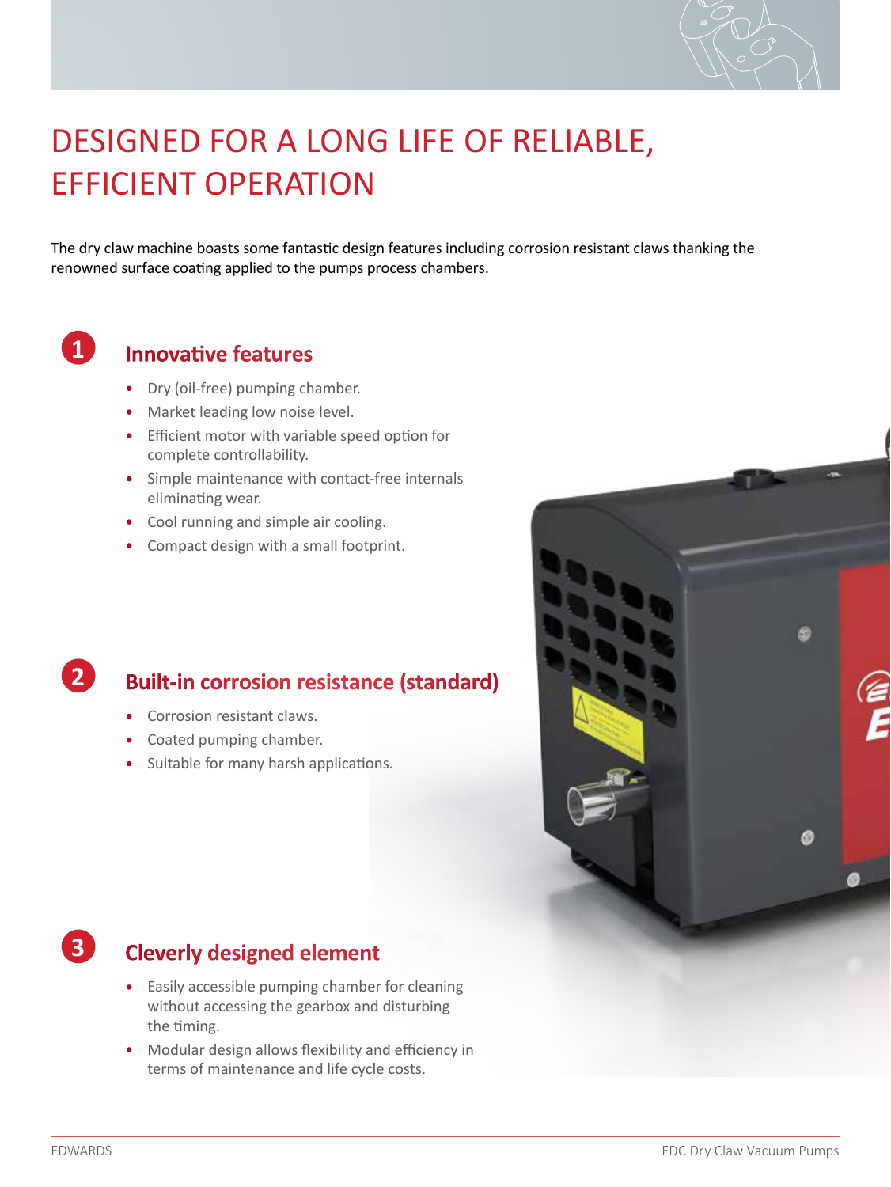# DESIGNED FOR A LONG LIFE OF RELIABLE, EFFICIENT OPERATION

The dry claw machine boasts some fantastic design features including corrosion resistant claws thanking the renowned surface coating applied to the pumps process chambers.

## 1 Innovative features

- Dry (oil-free) pumping chamber.
- Market leading low noise level.
- Efficient motor with variable speed option for complete controllability.
- Simple maintenance with contact-free internals eliminating wear.
- Cool running and simple air cooling.
- Compact design with a small footprint.

## 2 Built-in corrosion resistance (standard)

- Corrosion resistant claws.
- Coated pumping chamber.
- Suitable for many harsh applications.

## 3 Cleverly designed element

- Easily accessible pumping chamber for cleaning without accessing the gearbox and disturbing the timing.
- Modular design allows flexibility and efficiency in terms of maintenance and life cycle costs.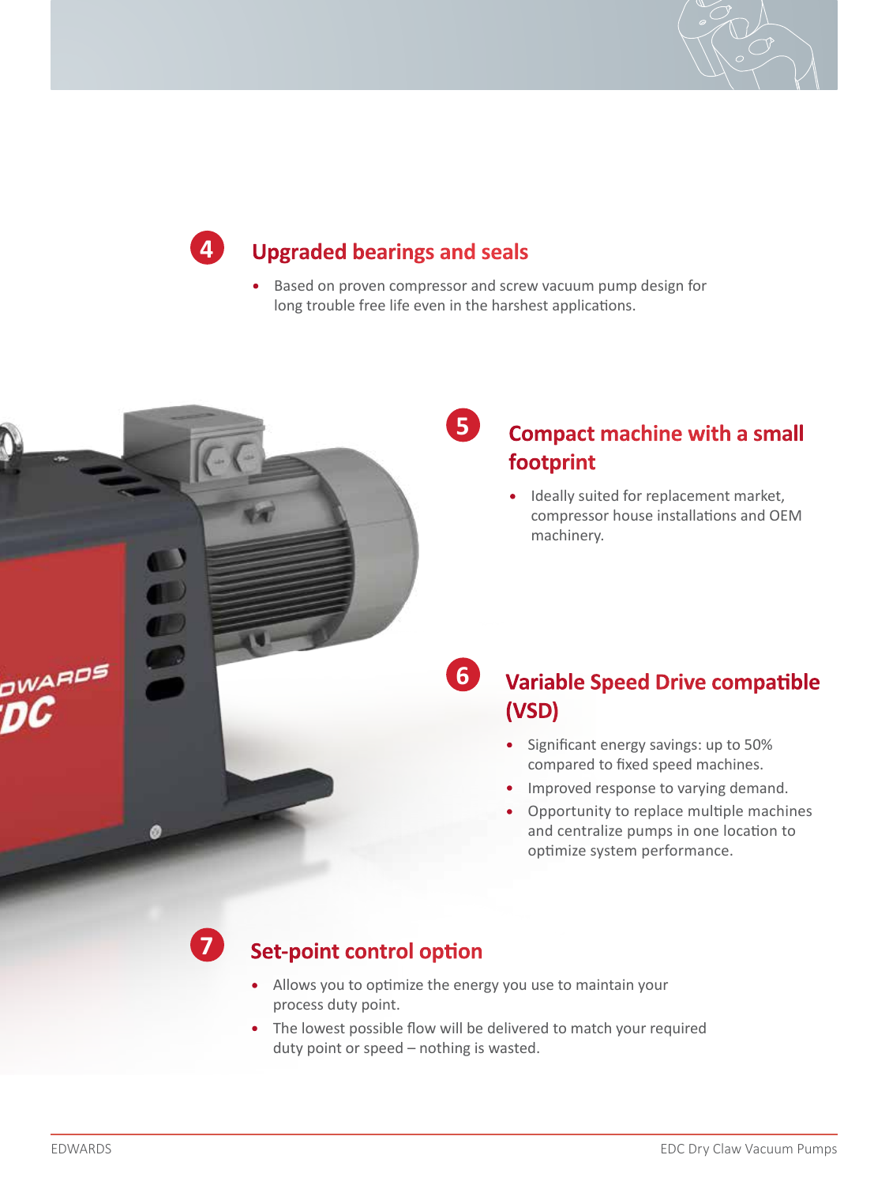## 4 Upgraded bearings and seals

- Based on proven compressor and screw vacuum pump design for long trouble free life even in the harshest applications.

## 5 Compact machine with a small footprint

- Ideally suited for replacement market, compressor house installations and OEM machinery.

## 6 Variable Speed Drive compatible (VSD)

- Significant energy savings: up to 50% compared to fixed speed machines.
- Improved response to varying demand.
- Opportunity to replace multiple machines and centralize pumps in one location to optimize system performance.

## 7 Set-point control option

- Allows you to optimize the energy you use to maintain your process duty point.
- The lowest possible flow will be delivered to match your required duty point or speed – nothing is wasted.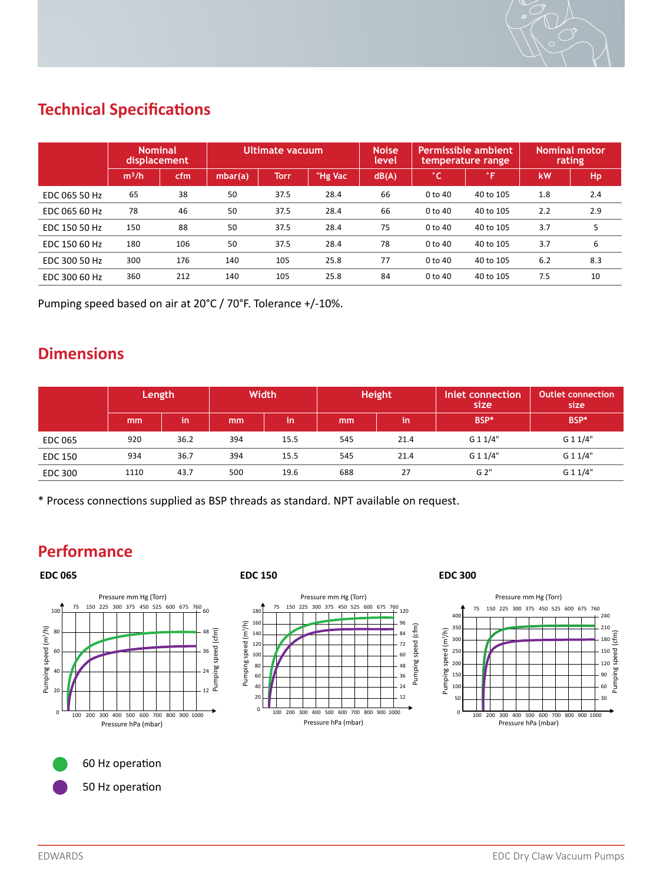## Technical Specifications

| | Nominal displacement | | Ultimate vacuum | | | Noise level | Permissible ambient temperature range | | Nominal motor rating | |
|---|---|---|---|---|---|---|---|---|---|---|
| | $m^3/h$ | cfm | mbar(a) | Torr | "Hg Vac | dB(A) | ˚C | ˚F | kW | Hp |
| EDC 065 50 Hz | 65 | 38 | 50 | 37.5 | 28.4 | 66 | 0 to 40 | 40 to 105 | 1.8 | 2.4 |
| EDC 065 60 Hz | 78 | 46 | 50 | 37.5 | 28.4 | 66 | 0 to 40 | 40 to 105 | 2.2 | 2.9 |
| EDC 150 50 Hz | 150 | 88 | 50 | 37.5 | 28.4 | 75 | 0 to 40 | 40 to 105 | 3.7 | 5 |
| EDC 150 60 Hz | 180 | 106 | 50 | 37.5 | 28.4 | 78 | 0 to 40 | 40 to 105 | 3.7 | 6 |
| EDC 300 50 Hz | 300 | 176 | 140 | 105 | 25.8 | 77 | 0 to 40 | 40 to 105 | 6.2 | 8.3 |
| EDC 300 60 Hz | 360 | 212 | 140 | 105 | 25.8 | 84 | 0 to 40 | 40 to 105 | 7.5 | 10 |

Pumping speed based on air at 20°C / 70°F. Tolerance +/-10%.

## Dimensions

| | Length | | Width | | Height | | Inlet connection size | Outlet connection size |
|---|---|---|---|---|---|---|---|---|
| | mm | in | mm | in | mm | in | BSP* | BSP* |
| EDC 065 | 920 | 36.2 | 394 | 15.5 | 545 | 21.4 | G 1 1/4" | G 1 1/4" |
| EDC 150 | 934 | 36.7 | 394 | 15.5 | 545 | 21.4 | G 1 1/4" | G 1 1/4" |
| EDC 300 | 1110 | 43.7 | 500 | 19.6 | 688 | 27 | G 2" | G 1 1/4" |

* Process connections supplied as BSP threads as standard. NPT available on request.

## Performance

**EDC 065**

**EDC 150**

**EDC 300**

60 Hz operation

50 Hz operation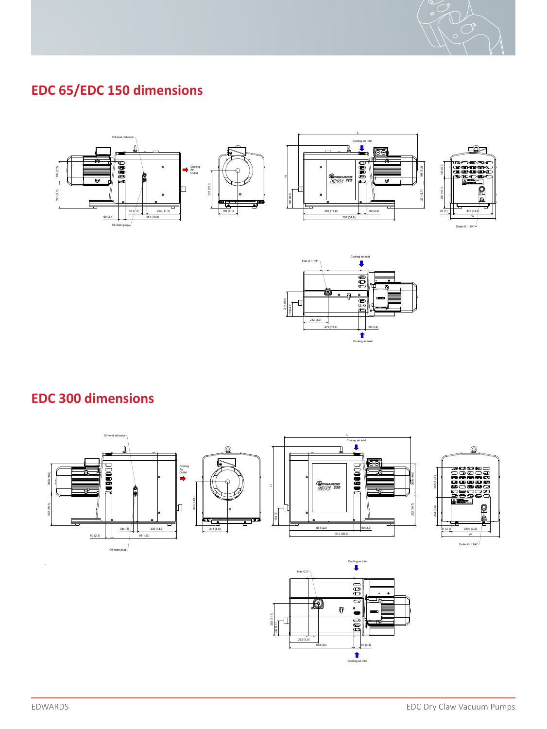## EDC 65/EDC 150 dimensions

Oil level indicator

Cooling Air Outlet

185 (7,2)

221 (8,7)

36 (1,4)

293 (11,5)

60 (2,4)

481 (18,9)

Oil drain plug

327 (12,8)

166 (6,5)

L

Cooling air inlet

H

166 (6,5)

481 (18,9)

60 (2,4)

792 (31,8)

185 (7,2)

221 (8,7)

145 (5,7)

263 (10,3)

27 (1)

340 (13,3)

W

Outlet G 1 1/4"

Inlet G 1 1/4"

Cooling air inlet

214 (8,4)

119 (4,6)

213 (8,3)

479 (18,9)

60 (2,4)

Cooling air inlet

## EDC 300 dimensions

Oil level indicator

Cooling Air Outlet

265 (10,4)

272 (10,7)

36 (1,4)

339 (13,3)

60 (2,3)

561 (22)

Oil drain plug

379 (14,9)

218 (8,5)

L

Cooling air inlet

H

152 (6)

561 (22)

60 (2,3)

912 (35,9)

265 (10,4)

272 (10,7)

265 (10,4)

243 (9,5)

81 (3,1)

340 (13,3)

W

Outlet G 1 1/4"

Cooling air inlet

Inlet G 2"

283 (11,1)

132 (5,1)

252 (9,9)

558 (22)

60 (2,3)

Cooling air inlet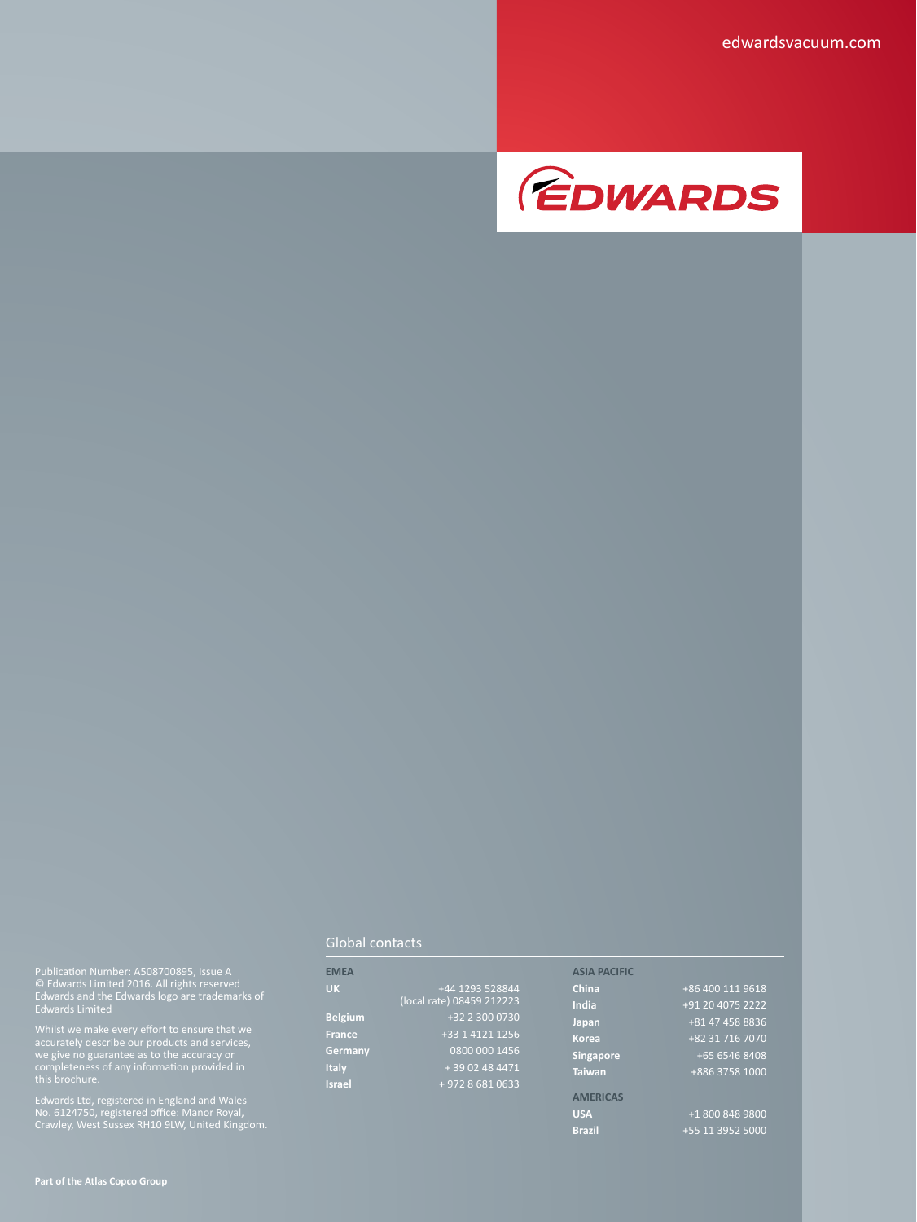edwardsvacuum.com

EDWARDS

Publication Number: A508700895, Issue A
© Edwards Limited 2016. All rights reserved
Edwards and the Edwards logo are trademarks of Edwards Limited

Whilst we make every effort to ensure that we accurately describe our products and services, we give no guarantee as to the accuracy or completeness of any information provided in this brochure.

Edwards Ltd, registered in England and Wales No. 6124750, registered office: Manor Royal, Crawley, West Sussex RH10 9LW, United Kingdom.

## Global contacts

| | |
|---|---|
| **EMEA** | |
| **UK** | +44 1293 528844<br>(local rate) 08459 212223 |
| **Belgium** | +32 2 300 0730 |
| **France** | +33 1 4121 1256 |
| **Germany** | 0800 000 1456 |
| **Italy** | + 39 02 48 4471 |
| **Israel** | + 972 8 681 0633 |

| | |
|---|---|
| **ASIA PACIFIC** | |
| **China** | +86 400 111 9618 |
| **India** | +91 20 4075 2222 |
| **Japan** | +81 47 458 8836 |
| **Korea** | +82 31 716 7070 |
| **Singapore** | +65 6546 8408 |
| **Taiwan** | +886 3758 1000 |
| **AMERICAS** | |
| **USA** | +1 800 848 9800 |
| **Brazil** | +55 11 3952 5000 |

**Part of the Atlas Copco Group**